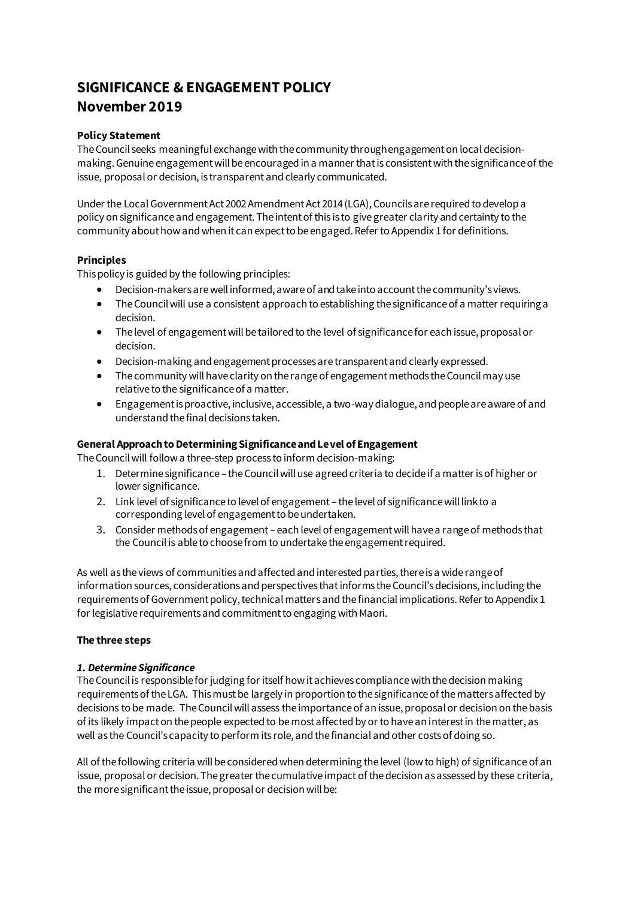# SIGNIFICANCE & ENGAGEMENT POLICY
# November 2019

**Policy Statement**

The Council seeks meaningful exchange with the community through engagement on local decision-making. Genuine engagement will be encouraged in a manner that is consistent with the significance of the issue, proposal or decision, is transparent and clearly communicated.

Under the Local Government Act 2002 Amendment Act 2014 (LGA), Councils are required to develop a policy on significance and engagement. The intent of this is to give greater clarity and certainty to the community about how and when it can expect to be engaged. Refer to Appendix 1 for definitions.

**Principles**

This policy is guided by the following principles:

- Decision-makers are well informed, aware of and take into account the community's views.
- The Council will use a consistent approach to establishing the significance of a matter requiring a decision.
- The level of engagement will be tailored to the level of significance for each issue, proposal or decision.
- Decision-making and engagement processes are transparent and clearly expressed.
- The community will have clarity on the range of engagement methods the Council may use relative to the significance of a matter.
- Engagement is proactive, inclusive, accessible, a two-way dialogue, and people are aware of and understand the final decisions taken.

**General Approach to Determining Significance and Level of Engagement**

The Council will follow a three-step process to inform decision-making:

1. Determine significance – the Council will use agreed criteria to decide if a matter is of higher or lower significance.
2. Link level of significance to level of engagement – the level of significance will link to a corresponding level of engagement to be undertaken.
3. Consider methods of engagement – each level of engagement will have a range of methods that the Council is able to choose from to undertake the engagement required.

As well as the views of communities and affected and interested parties, there is a wide range of information sources, considerations and perspectives that informs the Council's decisions, including the requirements of Government policy, technical matters and the financial implications. Refer to Appendix 1 for legislative requirements and commitment to engaging with Maori.

**The three steps**

***1. Determine Significance***

The Council is responsible for judging for itself how it achieves compliance with the decision making requirements of the LGA. This must be largely in proportion to the significance of the matters affected by decisions to be made. The Council will assess the importance of an issue, proposal or decision on the basis of its likely impact on the people expected to be most affected by or to have an interest in the matter, as well as the Council's capacity to perform its role, and the financial and other costs of doing so.

All of the following criteria will be considered when determining the level (low to high) of significance of an issue, proposal or decision. The greater the cumulative impact of the decision as assessed by these criteria, the more significant the issue, proposal or decision will be: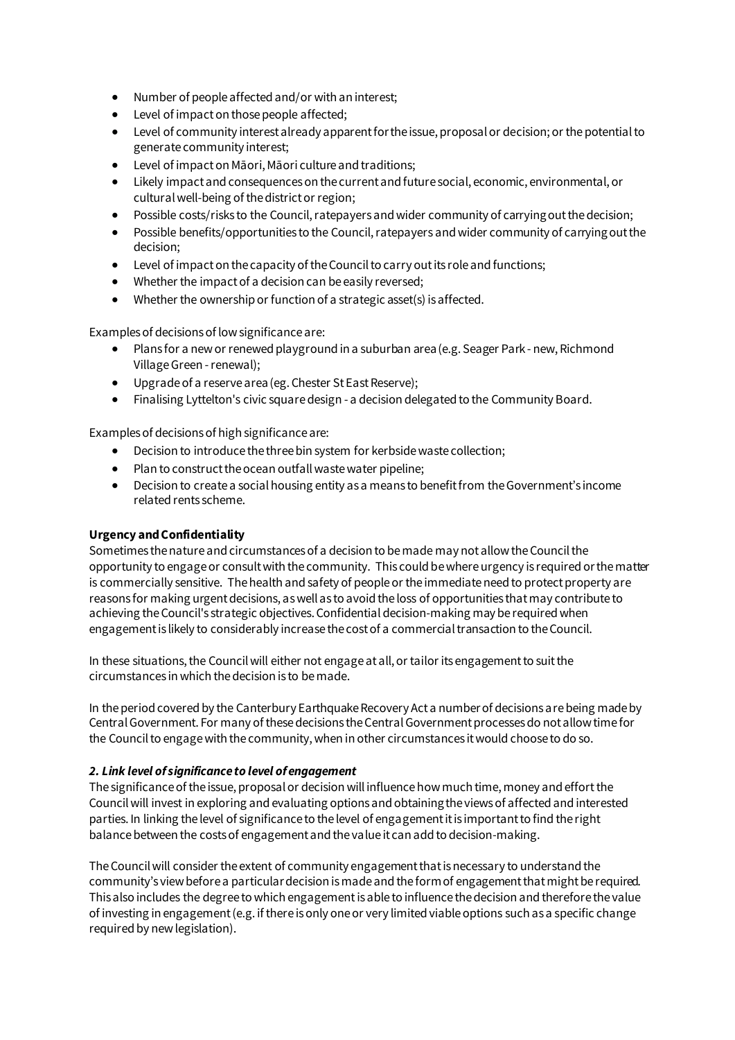- Number of people affected and/or with an interest;
- Level of impact on those people affected;
- Level of community interest already apparent for the issue, proposal or decision; or the potential to generate community interest;
- Level of impact on Māori, Māori culture and traditions;
- Likely impact and consequences on the current and future social, economic, environmental, or cultural well-being of the district or region;
- Possible costs/risks to the Council, ratepayers and wider community of carrying out the decision;
- Possible benefits/opportunities to the Council, ratepayers and wider community of carrying out the decision;
- Level of impact on the capacity of the Council to carry out its role and functions;
- Whether the impact of a decision can be easily reversed;
- Whether the ownership or function of a strategic asset(s) is affected.

Examples of decisions of low significance are:

- Plans for a new or renewed playground in a suburban area (e.g. Seager Park - new, Richmond Village Green - renewal);
- Upgrade of a reserve area (eg. Chester St East Reserve);
- Finalising Lyttelton's civic square design - a decision delegated to the Community Board.

Examples of decisions of high significance are:

- Decision to introduce the three bin system for kerbside waste collection;
- Plan to construct the ocean outfall waste water pipeline;
- Decision to create a social housing entity as a means to benefit from the Government's income related rents scheme.

**Urgency and Confidentiality**

Sometimes the nature and circumstances of a decision to be made may not allow the Council the opportunity to engage or consult with the community. This could be where urgency is required or the matter is commercially sensitive. The health and safety of people or the immediate need to protect property are reasons for making urgent decisions, as well as to avoid the loss of opportunities that may contribute to achieving the Council's strategic objectives. Confidential decision-making may be required when engagement is likely to considerably increase the cost of a commercial transaction to the Council.

In these situations, the Council will either not engage at all, or tailor its engagement to suit the circumstances in which the decision is to be made.

In the period covered by the Canterbury Earthquake Recovery Act a number of decisions are being made by Central Government. For many of these decisions the Central Government processes do not allow time for the Council to engage with the community, when in other circumstances it would choose to do so.

***2. Link level of significance to level of engagement***

The significance of the issue, proposal or decision will influence how much time, money and effort the Council will invest in exploring and evaluating options and obtaining the views of affected and interested parties. In linking the level of significance to the level of engagement it is important to find the right balance between the costs of engagement and the value it can add to decision-making.

The Council will consider the extent of community engagement that is necessary to understand the community's view before a particular decision is made and the form of engagement that might be required. This also includes the degree to which engagement is able to influence the decision and therefore the value of investing in engagement (e.g. if there is only one or very limited viable options such as a specific change required by new legislation).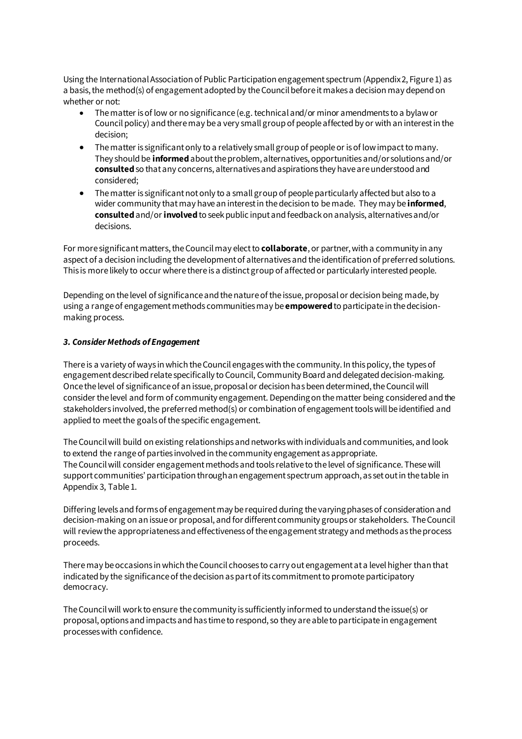Using the International Association of Public Participation engagement spectrum (Appendix 2, Figure 1) as a basis, the method(s) of engagement adopted by the Council before it makes a decision may depend on whether or not:

- The matter is of low or no significance (e.g. technical and/or minor amendments to a bylaw or Council policy) and there may be a very small group of people affected by or with an interest in the decision;
- The matter is significant only to a relatively small group of people or is of low impact to many. They should be **informed** about the problem, alternatives, opportunities and/or solutions and/or **consulted** so that any concerns, alternatives and aspirations they have are understood and considered;
- The matter is significant not only to a small group of people particularly affected but also to a wider community that may have an interest in the decision to be made. They may be **informed**, **consulted** and/or **involved** to seek public input and feedback on analysis, alternatives and/or decisions.

For more significant matters, the Council may elect to **collaborate**, or partner, with a community in any aspect of a decision including the development of alternatives and the identification of preferred solutions. This is more likely to occur where there is a distinct group of affected or particularly interested people.

Depending on the level of significance and the nature of the issue, proposal or decision being made, by using a range of engagement methods communities may be **empowered** to participate in the decision-making process.

### *3. Consider Methods of Engagement*

There is a variety of ways in which the Council engages with the community. In this policy, the types of engagement described relate specifically to Council, Community Board and delegated decision-making. Once the level of significance of an issue, proposal or decision has been determined, the Council will consider the level and form of community engagement. Depending on the matter being considered and the stakeholders involved, the preferred method(s) or combination of engagement tools will be identified and applied to meet the goals of the specific engagement.

The Council will build on existing relationships and networks with individuals and communities, and look to extend the range of parties involved in the community engagement as appropriate.
The Council will consider engagement methods and tools relative to the level of significance. These will support communities' participation through an engagement spectrum approach, as set out in the table in Appendix 3, Table 1.

Differing levels and forms of engagement may be required during the varying phases of consideration and decision-making on an issue or proposal, and for different community groups or stakeholders. The Council will review the appropriateness and effectiveness of the engagement strategy and methods as the process proceeds.

There may be occasions in which the Council chooses to carry out engagement at a level higher than that indicated by the significance of the decision as part of its commitment to promote participatory democracy.

The Council will work to ensure the community is sufficiently informed to understand the issue(s) or proposal, options and impacts and has time to respond, so they are able to participate in engagement processes with confidence.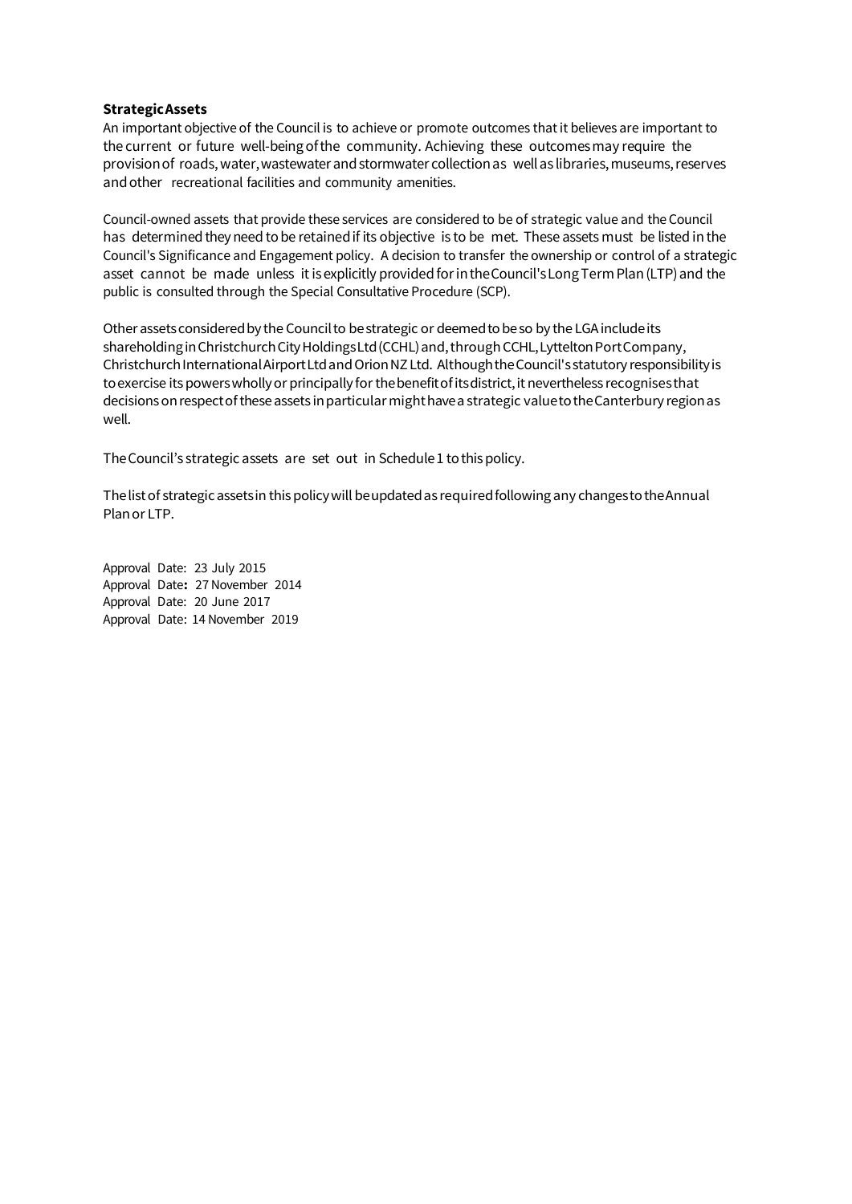**Strategic Assets**

An important objective of the Council is to achieve or promote outcomes that it believes are important to the current or future well-being of the community. Achieving these outcomes may require the provision of roads, water, wastewater and stormwater collection as well as libraries, museums, reserves and other recreational facilities and community amenities.

Council-owned assets that provide these services are considered to be of strategic value and the Council has determined they need to be retained if its objective is to be met. These assets must be listed in the Council's Significance and Engagement policy. A decision to transfer the ownership or control of a strategic asset cannot be made unless it is explicitly provided for in the Council's Long Term Plan (LTP) and the public is consulted through the Special Consultative Procedure (SCP).

Other assets considered by the Council to be strategic or deemed to be so by the LGA include its shareholding in Christchurch City Holdings Ltd (CCHL) and, through CCHL, Lyttelton Port Company, Christchurch International Airport Ltd and Orion NZ Ltd. Although the Council's statutory responsibility is to exercise its powers wholly or principally for the benefit of its district, it nevertheless recognises that decisions on respect of these assets in particular might have a strategic value to the Canterbury region as well.

The Council's strategic assets are set out in Schedule 1 to this policy.

The list of strategic assets in this policy will be updated as required following any changes to the Annual Plan or LTP.

Approval Date: 23 July 2015
Approval Date**:** 27 November 2014
Approval Date: 20 June 2017
Approval Date: 14 November 2019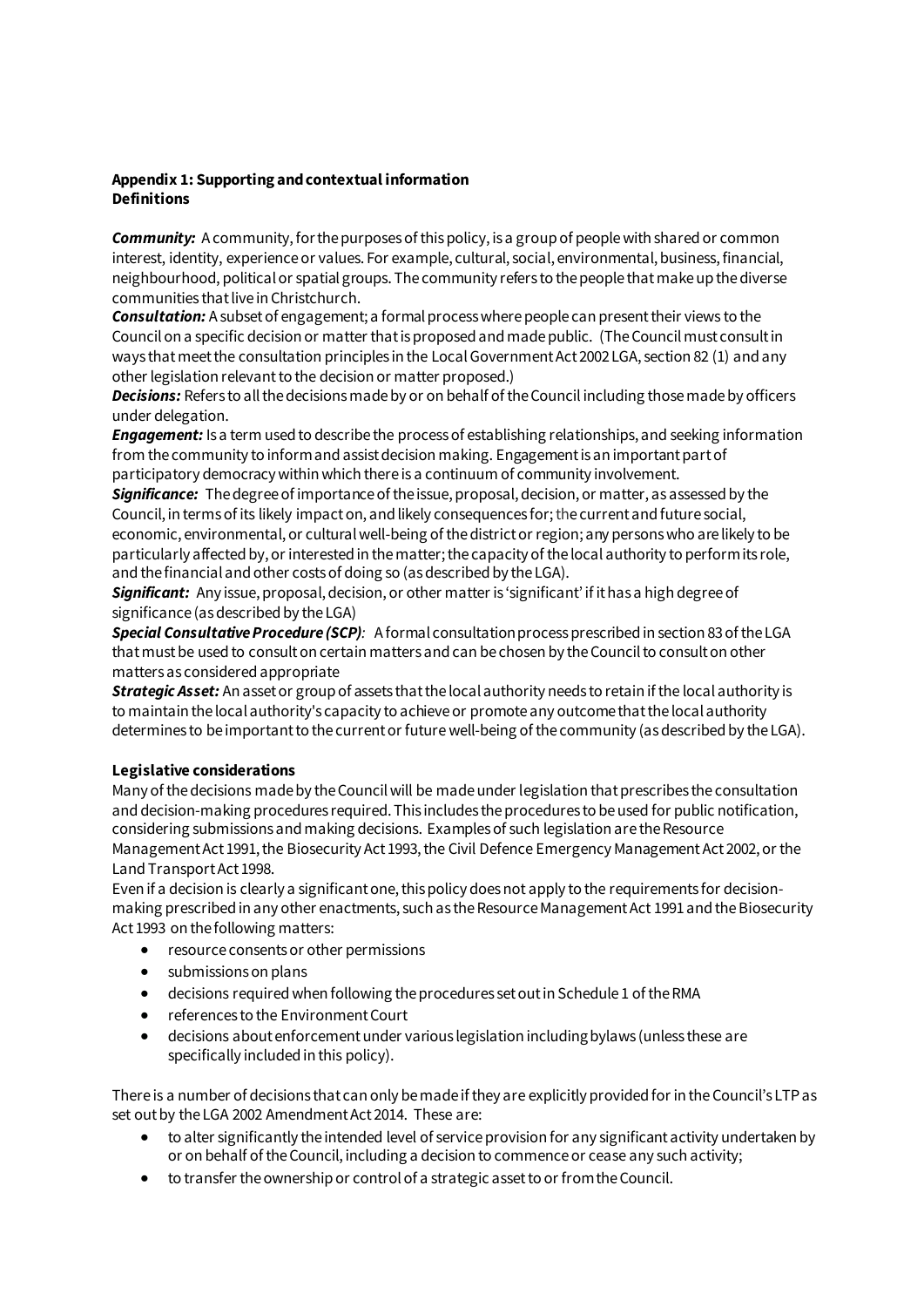**Appendix 1: Supporting and contextual information**
**Definitions**

***Community:*** A community, for the purposes of this policy, is a group of people with shared or common interest, identity, experience or values. For example, cultural, social, environmental, business, financial, neighbourhood, political or spatial groups. The community refers to the people that make up the diverse communities that live in Christchurch.
***Consultation:*** A subset of engagement; a formal process where people can present their views to the Council on a specific decision or matter that is proposed and made public. (The Council must consult in ways that meet the consultation principles in the Local Government Act 2002 LGA, section 82 (1) and any other legislation relevant to the decision or matter proposed.)
***Decisions:*** Refers to all the decisions made by or on behalf of the Council including those made by officers under delegation.
***Engagement:*** Is a term used to describe the process of establishing relationships, and seeking information from the community to inform and assist decision making. Engagement is an important part of participatory democracy within which there is a continuum of community involvement.
***Significance:*** The degree of importance of the issue, proposal, decision, or matter, as assessed by the Council, in terms of its likely impact on, and likely consequences for; the current and future social, economic, environmental, or cultural well-being of the district or region; any persons who are likely to be particularly affected by, or interested in the matter; the capacity of the local authority to perform its role, and the financial and other costs of doing so (as described by the LGA).
***Significant:*** Any issue, proposal, decision, or other matter is 'significant' if it has a high degree of significance (as described by the LGA)
***Special Consultative Procedure (SCP)**:* A formal consultation process prescribed in section 83 of the LGA that must be used to consult on certain matters and can be chosen by the Council to consult on other matters as considered appropriate
***Strategic Asset:*** An asset or group of assets that the local authority needs to retain if the local authority is to maintain the local authority's capacity to achieve or promote any outcome that the local authority determines to be important to the current or future well-being of the community (as described by the LGA).

**Legislative considerations**

Many of the decisions made by the Council will be made under legislation that prescribes the consultation and decision-making procedures required. This includes the procedures to be used for public notification, considering submissions and making decisions. Examples of such legislation are the Resource Management Act 1991, the Biosecurity Act 1993, the Civil Defence Emergency Management Act 2002, or the Land Transport Act 1998.
Even if a decision is clearly a significant one, this policy does not apply to the requirements for decision-making prescribed in any other enactments, such as the Resource Management Act 1991 and the Biosecurity Act 1993 on the following matters:

- resource consents or other permissions
- submissions on plans
- decisions required when following the procedures set out in Schedule 1 of the RMA
- references to the Environment Court
- decisions about enforcement under various legislation including bylaws (unless these are specifically included in this policy).

There is a number of decisions that can only be made if they are explicitly provided for in the Council's LTP as set out by the LGA 2002 Amendment Act 2014. These are:

- to alter significantly the intended level of service provision for any significant activity undertaken by or on behalf of the Council, including a decision to commence or cease any such activity;
- to transfer the ownership or control of a strategic asset to or from the Council.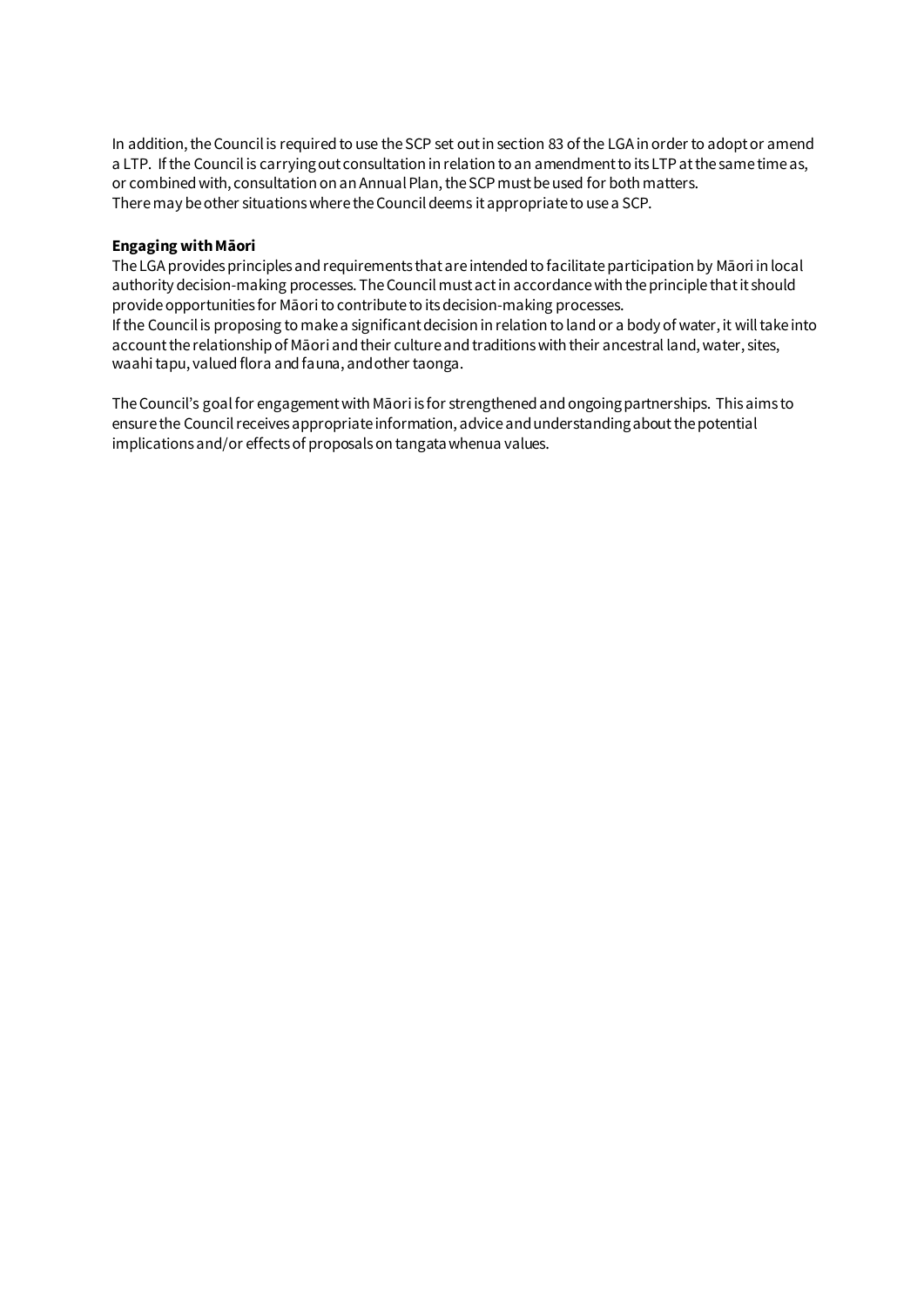In addition, the Council is required to use the SCP set out in section 83 of the LGA in order to adopt or amend a LTP. If the Council is carrying out consultation in relation to an amendment to its LTP at the same time as, or combined with, consultation on an Annual Plan, the SCP must be used for both matters.
There may be other situations where the Council deems it appropriate to use a SCP.

**Engaging with Māori**

The LGA provides principles and requirements that are intended to facilitate participation by Māori in local authority decision-making processes. The Council must act in accordance with the principle that it should provide opportunities for Māori to contribute to its decision-making processes.
If the Council is proposing to make a significant decision in relation to land or a body of water, it will take into account the relationship of Māori and their culture and traditions with their ancestral land, water, sites, waahi tapu, valued flora and fauna, and other taonga.

The Council's goal for engagement with Māori is for strengthened and ongoing partnerships. This aims to ensure the Council receives appropriate information, advice and understanding about the potential implications and/or effects of proposals on tangata whenua values.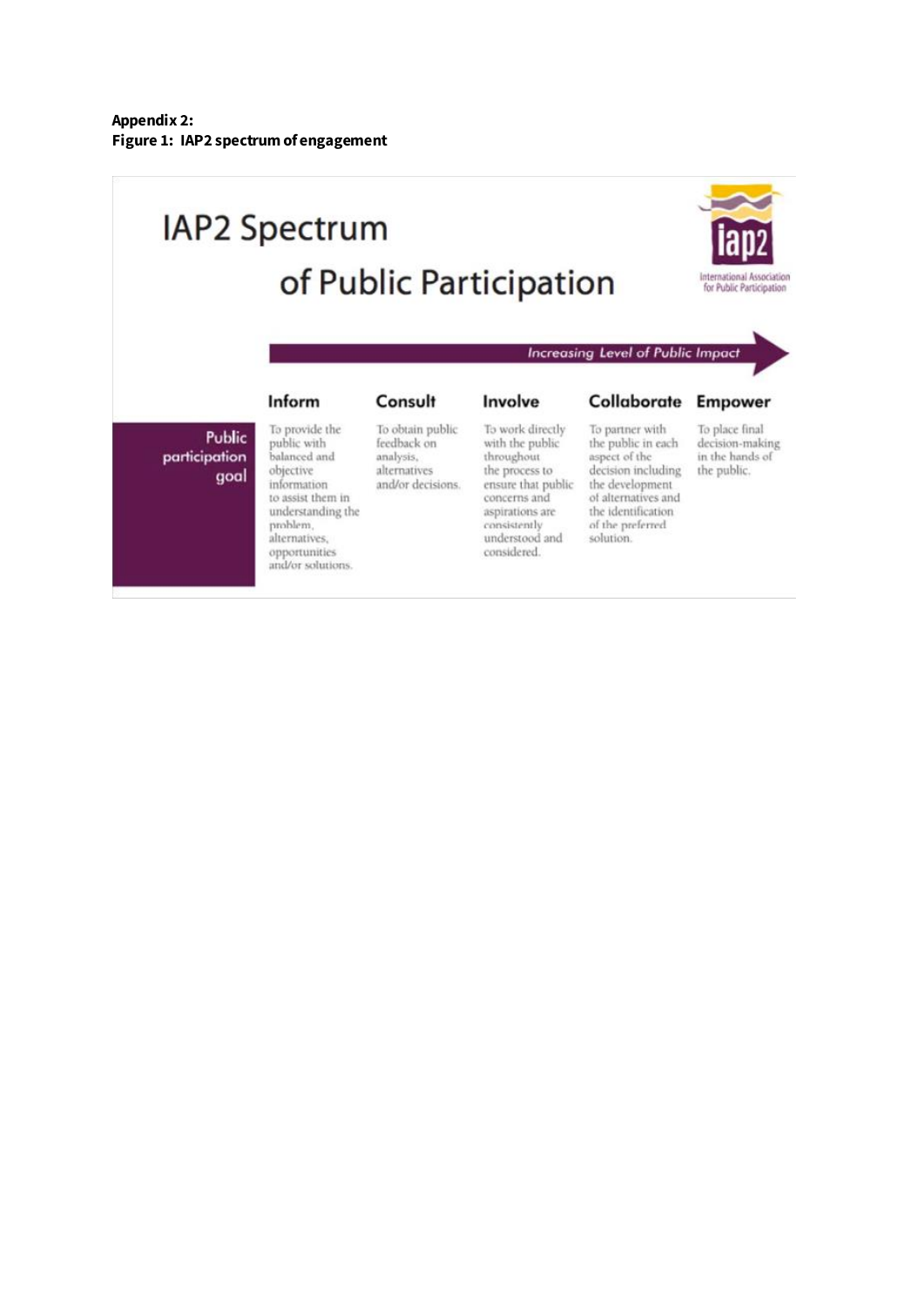**Appendix 2:**
**Figure 1: IAP2 spectrum of engagement**

# IAP2 Spectrum of Public Participation

International Association for Public Participation

*Increasing Level of Public Impact*

| | Inform | Consult | Involve | Collaborate | Empower |
|---|---|---|---|---|---|
| Public participation goal | To provide the public with balanced and objective information to assist them in understanding the problem, alternatives, opportunities and/or solutions. | To obtain public feedback on analysis, alternatives and/or decisions. | To work directly with the public throughout the process to ensure that public concerns and aspirations are consistently understood and considered. | To partner with the public in each aspect of the decision including the development of alternatives and the identification of the preferred solution. | To place final decision-making in the hands of the public. |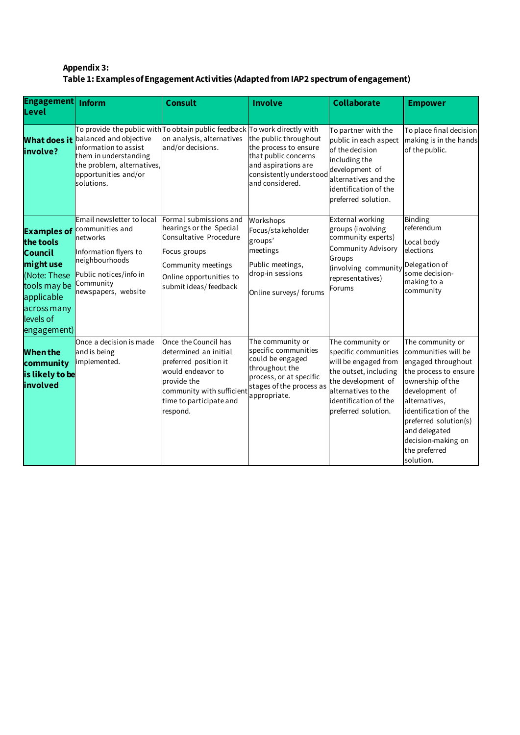**Appendix 3:**
**Table 1: Examples of Engagement Activities (Adapted from IAP2 spectrum of engagement)**

| Engagement Level | Inform | Consult | Involve | Collaborate | Empower |
|---|---|---|---|---|---|
| **What does it involve?** | To provide the public with balanced and objective information to assist them in understanding the problem, alternatives, opportunities and/or solutions. | To obtain public feedback on analysis, alternatives and/or decisions. | To work directly with the public throughout the process to ensure that public concerns and aspirations are consistently understood and considered. | To partner with the public in each aspect of the decision including the development of alternatives and the identification of the preferred solution. | To place final decision making is in the hands of the public. |
| **Examples of the tools Council might use** (Note: These tools may be applicable across many levels of engagement) | Email newsletter to local communities and networks<br><br>Information flyers to neighbourhoods<br><br>Public notices/info in Community newspapers, website | Formal submissions and hearings or the Special Consultative Procedure<br><br>Focus groups<br><br>Community meetings<br><br>Online opportunities to submit ideas/ feedback | Workshops<br>Focus/stakeholder groups'<br>meetings<br><br>Public meetings, drop-in sessions<br><br>Online surveys/ forums | External working groups (involving community experts)<br>Community Advisory Groups<br>(involving community representatives)<br>Forums | Binding referendum<br><br>Local body elections<br><br>Delegation of some decision-making to a community |
| **When the community is likely to be involved** | Once a decision is made and is being implemented. | Once the Council has determined an initial preferred position it would endeavor to provide the community with sufficient time to participate and respond. | The community or specific communities could be engaged throughout the process, or at specific stages of the process as appropriate. | The community or specific communities will be engaged from the outset, including the development of alternatives to the identification of the preferred solution. | The community or communities will be engaged throughout the process to ensure ownership of the development of alternatives, identification of the preferred solution(s) and delegated decision-making on the preferred solution. |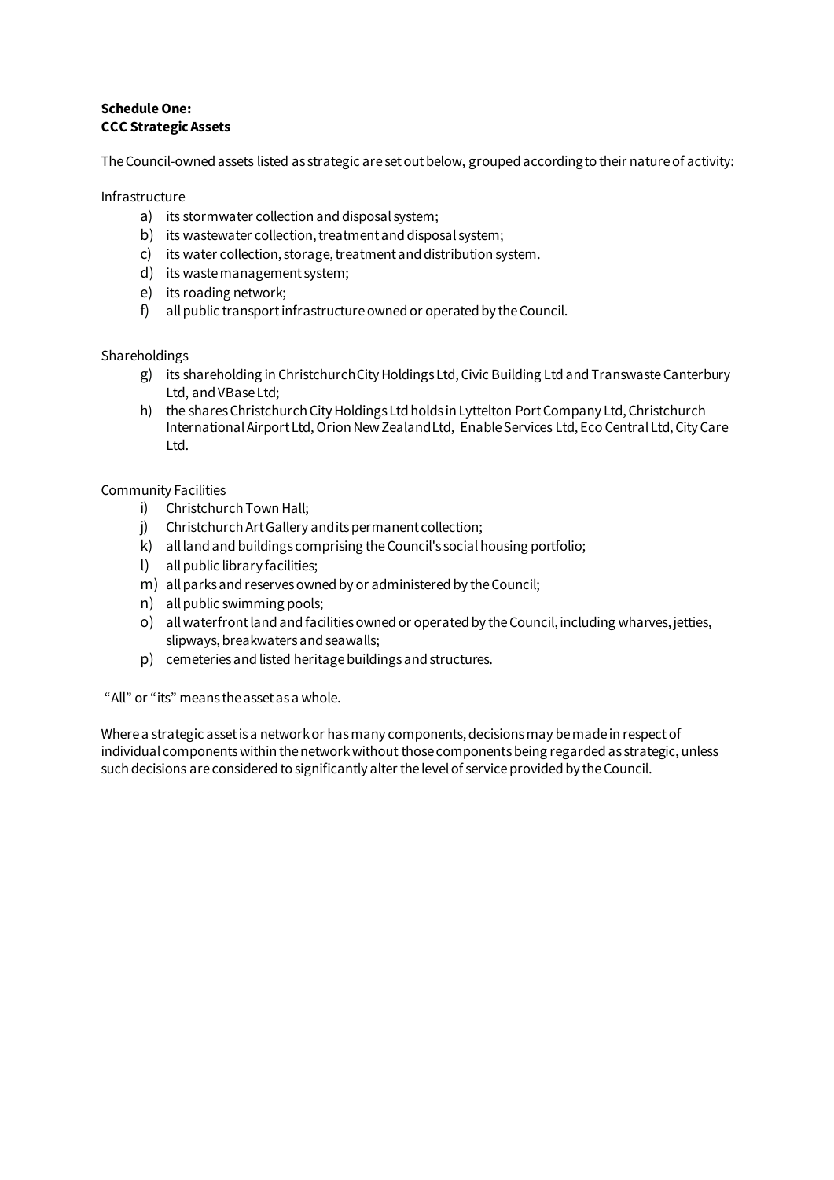**Schedule One:**
**CCC Strategic Assets**

The Council-owned assets listed as strategic are set out below, grouped according to their nature of activity:

Infrastructure

a) its stormwater collection and disposal system;
b) its wastewater collection, treatment and disposal system;
c) its water collection, storage, treatment and distribution system.
d) its waste management system;
e) its roading network;
f) all public transport infrastructure owned or operated by the Council.

Shareholdings

g) its shareholding in Christchurch City Holdings Ltd, Civic Building Ltd and Transwaste Canterbury Ltd, and VBase Ltd;
h) the shares Christchurch City Holdings Ltd holds in Lyttelton Port Company Ltd, Christchurch International Airport Ltd, Orion New Zealand Ltd, Enable Services Ltd, Eco Central Ltd, City Care Ltd.

Community Facilities

i) Christchurch Town Hall;
j) Christchurch Art Gallery and its permanent collection;
k) all land and buildings comprising the Council's social housing portfolio;
l) all public library facilities;
m) all parks and reserves owned by or administered by the Council;
n) all public swimming pools;
o) all waterfront land and facilities owned or operated by the Council, including wharves, jetties, slipways, breakwaters and seawalls;
p) cemeteries and listed heritage buildings and structures.

"All" or "its" means the asset as a whole.

Where a strategic asset is a network or has many components, decisions may be made in respect of individual components within the network without those components being regarded as strategic, unless such decisions are considered to significantly alter the level of service provided by the Council.